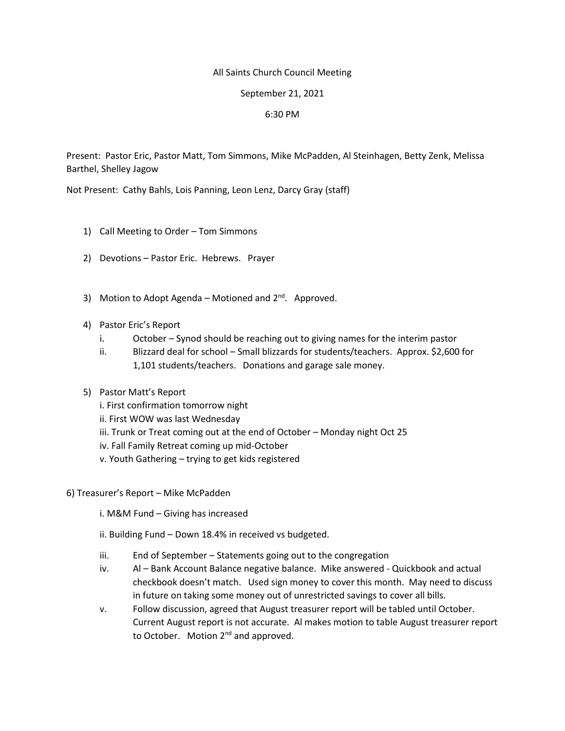All Saints Church Council Meeting

September 21, 2021

6:30 PM

Present: Pastor Eric, Pastor Matt, Tom Simmons, Mike McPadden, Al Steinhagen, Betty Zenk, Melissa Barthel, Shelley Jagow

Not Present: Cathy Bahls, Lois Panning, Leon Lenz, Darcy Gray (staff)

1) Call Meeting to Order – Tom Simmons

2) Devotions – Pastor Eric. Hebrews. Prayer

3) Motion to Adopt Agenda – Motioned and 2nd. Approved.

4) Pastor Eric's Report
   - i. October – Synod should be reaching out to giving names for the interim pastor
   - ii. Blizzard deal for school – Small blizzards for students/teachers. Approx. $2,600 for 1,101 students/teachers. Donations and garage sale money.

5) Pastor Matt's Report
   - i. First confirmation tomorrow night
   - ii. First WOW was last Wednesday
   - iii. Trunk or Treat coming out at the end of October – Monday night Oct 25
   - iv. Fall Family Retreat coming up mid-October
   - v. Youth Gathering – trying to get kids registered

6) Treasurer's Report – Mike McPadden
   - i. M&M Fund – Giving has increased
   - ii. Building Fund – Down 18.4% in received vs budgeted.
   - iii. End of September – Statements going out to the congregation
   - iv. Al – Bank Account Balance negative balance. Mike answered - Quickbook and actual checkbook doesn't match. Used sign money to cover this month. May need to discuss in future on taking some money out of unrestricted savings to cover all bills.
   - v. Follow discussion, agreed that August treasurer report will be tabled until October. Current August report is not accurate. Al makes motion to table August treasurer report to October. Motion 2nd and approved.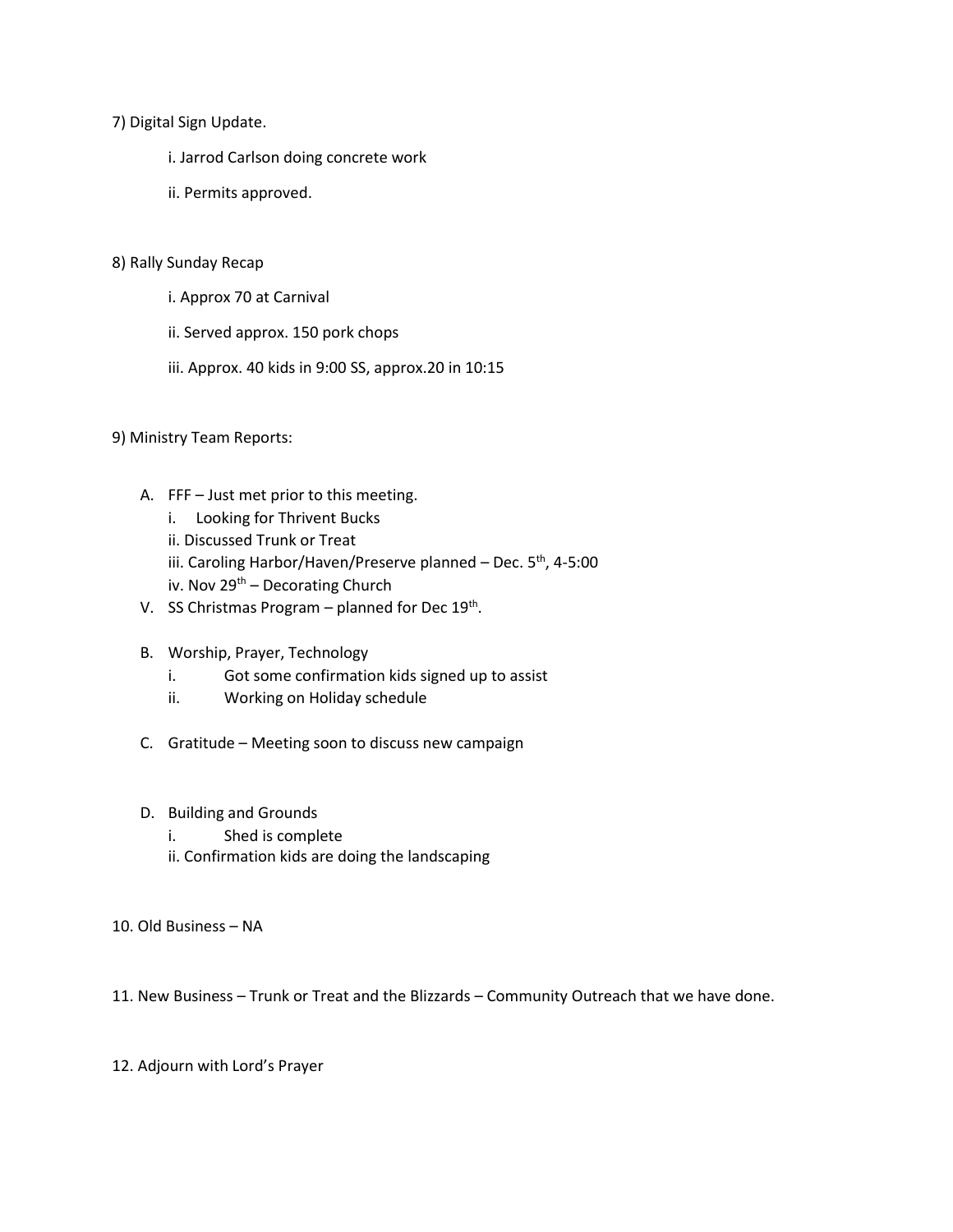7) Digital Sign Update.

i. Jarrod Carlson doing concrete work

ii. Permits approved.

8) Rally Sunday Recap

i. Approx 70 at Carnival

ii. Served approx. 150 pork chops

iii. Approx. 40 kids in 9:00 SS, approx.20 in 10:15

9) Ministry Team Reports:

A. FFF – Just met prior to this meeting.
   i. Looking for Thrivent Bucks
   ii. Discussed Trunk or Treat
   iii. Caroling Harbor/Haven/Preserve planned – Dec. 5th, 4-5:00
   iv. Nov 29th – Decorating Church
V. SS Christmas Program – planned for Dec 19th.

B. Worship, Prayer, Technology
   i. Got some confirmation kids signed up to assist
   ii. Working on Holiday schedule

C. Gratitude – Meeting soon to discuss new campaign

D. Building and Grounds
   i. Shed is complete
   ii. Confirmation kids are doing the landscaping

10. Old Business – NA

11. New Business – Trunk or Treat and the Blizzards – Community Outreach that we have done.

12. Adjourn with Lord's Prayer